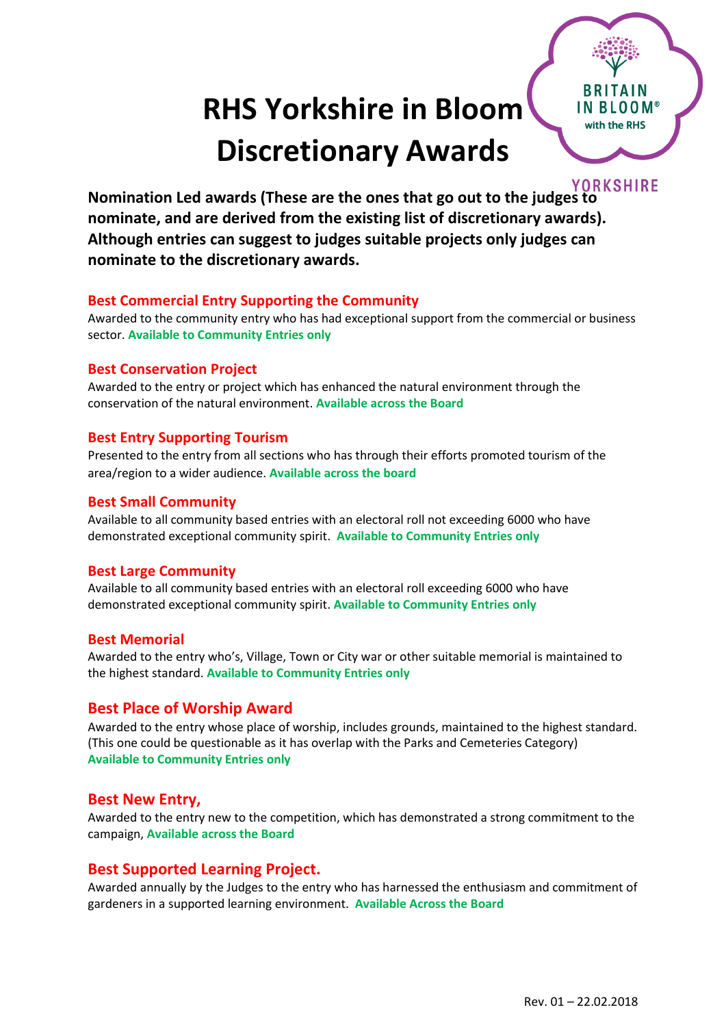# RHS Yorkshire in Bloom Discretionary Awards

BRITAIN IN BLOOM® with the RHS

YORKSHIRE

**Nomination Led awards (These are the ones that go out to the judges to nominate, and are derived from the existing list of discretionary awards). Although entries can suggest to judges suitable projects only judges can nominate to the discretionary awards.**

### Best Commercial Entry Supporting the Community

Awarded to the community entry who has had exceptional support from the commercial or business sector. **Available to Community Entries only**

### Best Conservation Project

Awarded to the entry or project which has enhanced the natural environment through the conservation of the natural environment. **Available across the Board**

### Best Entry Supporting Tourism

Presented to the entry from all sections who has through their efforts promoted tourism of the area/region to a wider audience. **Available across the board**

### Best Small Community

Available to all community based entries with an electoral roll not exceeding 6000 who have demonstrated exceptional community spirit. **Available to Community Entries only**

### Best Large Community

Available to all community based entries with an electoral roll exceeding 6000 who have demonstrated exceptional community spirit. **Available to Community Entries only**

### Best Memorial

Awarded to the entry who's, Village, Town or City war or other suitable memorial is maintained to the highest standard. **Available to Community Entries only**

### Best Place of Worship Award

Awarded to the entry whose place of worship, includes grounds, maintained to the highest standard. (This one could be questionable as it has overlap with the Parks and Cemeteries Category)
**Available to Community Entries only**

### Best New Entry,

Awarded to the entry new to the competition, which has demonstrated a strong commitment to the campaign, **Available across the Board**

### Best Supported Learning Project.

Awarded annually by the Judges to the entry who has harnessed the enthusiasm and commitment of gardeners in a supported learning environment. **Available Across the Board**

Rev. 01 – 22.02.2018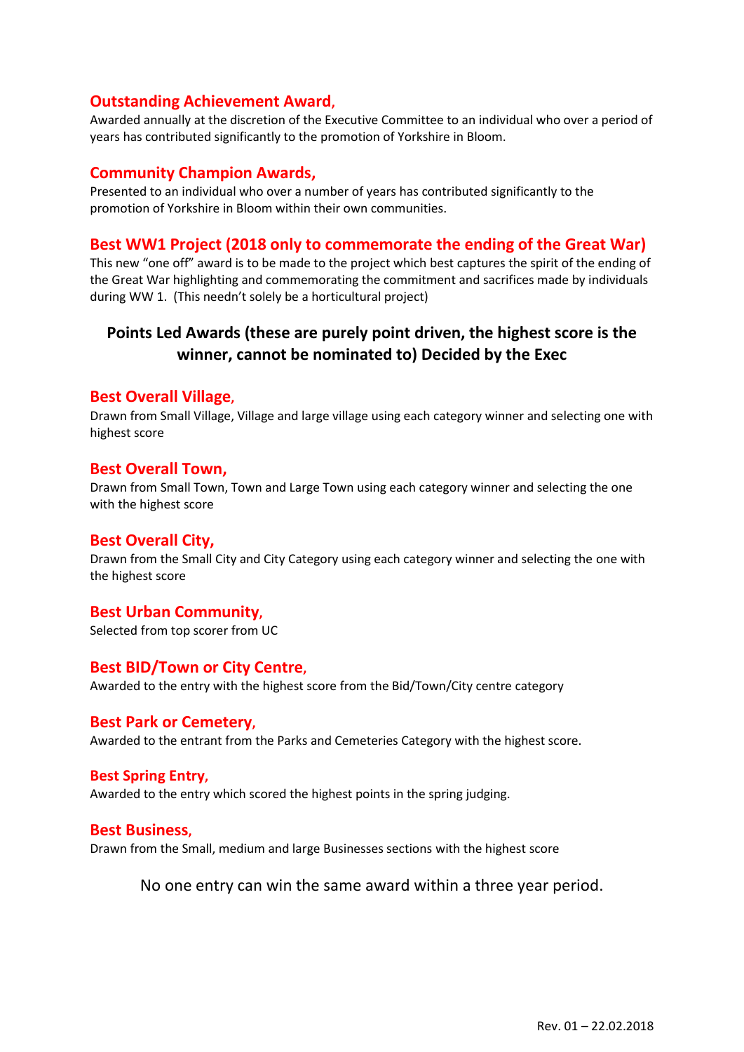### Outstanding Achievement Award,

Awarded annually at the discretion of the Executive Committee to an individual who over a period of years has contributed significantly to the promotion of Yorkshire in Bloom.

### Community Champion Awards,

Presented to an individual who over a number of years has contributed significantly to the promotion of Yorkshire in Bloom within their own communities.

### Best WW1 Project (2018 only to commemorate the ending of the Great War)

This new "one off" award is to be made to the project which best captures the spirit of the ending of the Great War highlighting and commemorating the commitment and sacrifices made by individuals during WW 1. (This needn't solely be a horticultural project)

## Points Led Awards (these are purely point driven, the highest score is the winner, cannot be nominated to) Decided by the Exec

### Best Overall Village,

Drawn from Small Village, Village and large village using each category winner and selecting one with highest score

### Best Overall Town,

Drawn from Small Town, Town and Large Town using each category winner and selecting the one with the highest score

### Best Overall City,

Drawn from the Small City and City Category using each category winner and selecting the one with the highest score

### Best Urban Community,

Selected from top scorer from UC

### Best BID/Town or City Centre,

Awarded to the entry with the highest score from the Bid/Town/City centre category

### Best Park or Cemetery,

Awarded to the entrant from the Parks and Cemeteries Category with the highest score.

### Best Spring Entry,

Awarded to the entry which scored the highest points in the spring judging.

### Best Business,

Drawn from the Small, medium and large Businesses sections with the highest score

No one entry can win the same award within a three year period.

Rev. 01 – 22.02.2018